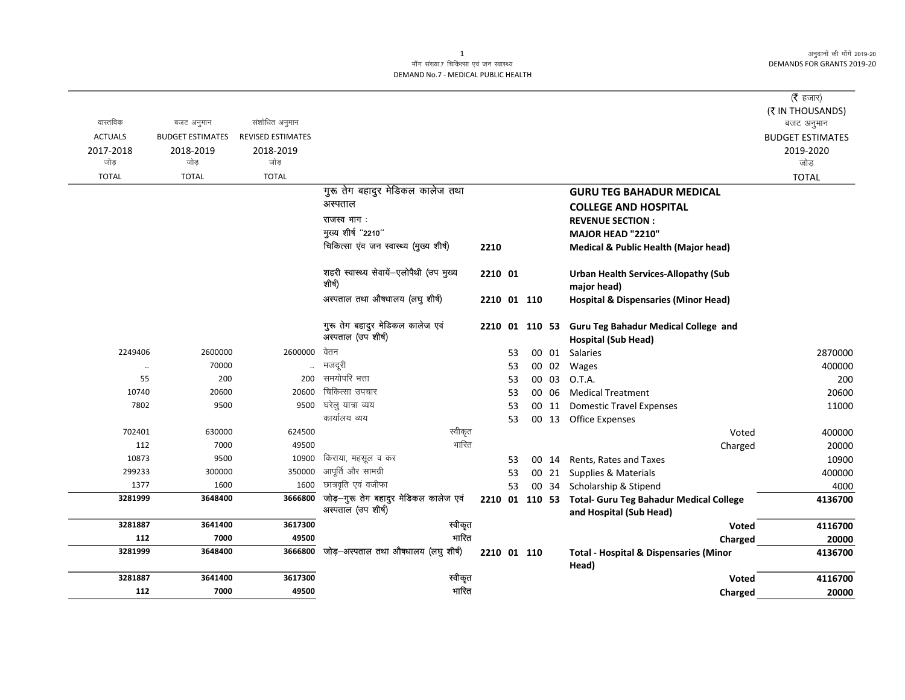मॉंग संख्या.7 चिकित्सा एवं जन स्वास्थ्य
DEMAND No.7 - MEDICAL PUBLIC HEALTH

अनुदानों की मॉंगें 2019-20
DEMANDS FOR GRANTS 2019-20

(₹ हजार)
(₹ IN THOUSANDS)

| वास्तविक ACTUALS 2017-2018 जोड़ TOTAL | बजट अनुमान BUDGET ESTIMATES 2018-2019 जोड़ TOTAL | संशोधित अनुमान REVISED ESTIMATES 2018-2019 जोड़ TOTAL | | | | | | | बजट अनुमान BUDGET ESTIMATES 2019-2020 जोड़ TOTAL |
|---|---|---|---|---|---|---|---|---|---|
| | | | गुरू तेग बहादुर मेडिकल कालेज तथा अस्पताल | | | | | **GURU TEG BAHADUR MEDICAL COLLEGE AND HOSPITAL** | |
| | | | राजस्व भाग : | | | | | **REVENUE SECTION :** | |
| | | | मुख्य शीर्ष "2210" | | | | | **MAJOR HEAD "2210"** | |
| | | | चिकित्सा एंव जन स्वास्थ्य (मुख्य शीर्ष) | 2210 | | | | **Medical & Public Health (Major head)** | |
| | | | शहरी स्वास्थ्य सेवायें–एलोपैथी (उप मुख्य शीर्ष) | 2210 | 01 | | | **Urban Health Services-Allopathy (Sub major head)** | |
| | | | अस्पताल तथा औषधालय (लघु शीर्ष) | 2210 | 01 | 110 | | **Hospital & Dispensaries (Minor Head)** | |
| | | | गुरू तेग बहादुर मेडिकल कालेज एवं अस्पताल (उप शीर्ष) | 2210 | 01 | 110 | 53 | **Guru Teg Bahadur Medical College and Hospital (Sub Head)** | |
| 2249406 | 2600000 | 2600000 | वेतन | | 53 | 00 | 01 | Salaries | 2870000 |
| .. | 70000 | .. | मजदूरी | | 53 | 00 | 02 | Wages | 400000 |
| 55 | 200 | 200 | समयोपरि भत्ता | | 53 | 00 | 03 | O.T.A. | 200 |
| 10740 | 20600 | 20600 | चिकित्सा उपचार | | 53 | 00 | 06 | Medical Treatment | 20600 |
| 7802 | 9500 | 9500 | घरेलु यात्रा व्यय | | 53 | 00 | 11 | Domestic Travel Expenses | 11000 |
| | | | कार्यालय व्यय | | 53 | 00 | 13 | Office Expenses | |
| 702401 | 630000 | 624500 | स्वीकृत | | | | | Voted | 400000 |
| 112 | 7000 | 49500 | भारित | | | | | Charged | 20000 |
| 10873 | 9500 | 10900 | किराया, महसूल व कर | | 53 | 00 | 14 | Rents, Rates and Taxes | 10900 |
| 299233 | 300000 | 350000 | आपूर्ति और सामग्री | | 53 | 00 | 21 | Supplies & Materials | 400000 |
| 1377 | 1600 | 1600 | छात्रवृति एवं वजीफा | | 53 | 00 | 34 | Scholarship & Stipend | 4000 |
| **3281999** | **3648400** | **3666800** | जोड़–गुरू तेग बहादुर मेडिकल कालेज एवं अस्पताल (उप शीर्ष) | 2210 | 01 | 110 | 53 | **Total- Guru Teg Bahadur Medical College and Hospital (Sub Head)** | **4136700** |
| **3281887** | **3641400** | **3617300** | स्वीकृत | | | | | **Voted** | **4116700** |
| **112** | **7000** | **49500** | भारित | | | | | **Charged** | **20000** |
| **3281999** | **3648400** | **3666800** | जोड़–अस्पताल तथा औषधालय (लघु शीर्ष) | 2210 | 01 | 110 | | **Total - Hospital & Dispensaries (Minor Head)** | **4136700** |
| **3281887** | **3641400** | **3617300** | स्वीकृत | | | | | **Voted** | **4116700** |
| **112** | **7000** | **49500** | भारित | | | | | **Charged** | **20000** |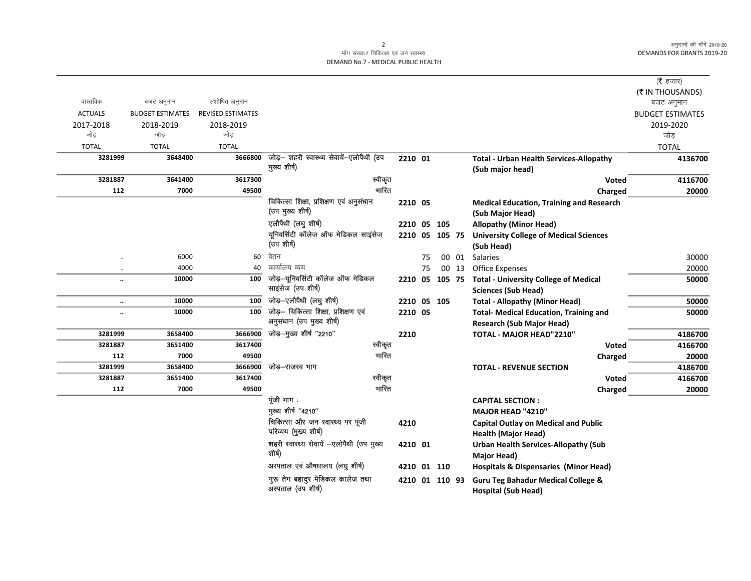| वास्तविक ACTUALS 2017-2018 जोड़ TOTAL | बजट अनुमान BUDGET ESTIMATES 2018-2019 जोड़ TOTAL | संशोधित अनुमान REVISED ESTIMATES 2018-2019 जोड़ TOTAL | | | | | | | (₹ हजार) (₹ IN THOUSANDS) बजट अनुमान BUDGET ESTIMATES 2019-2020 जोड़ TOTAL |
|---|---|---|---|---|---|---|---|---|---|
| 3281999 | 3648400 | 3666800 | जोड़– शहरी स्वास्थ्य सेवायें–एलोपैथी (उप मुख्य शीर्ष) | 2210 | 01 | | | **Total - Urban Health Services-Allopathy (Sub major head)** | **4136700** |
| 3281887 | 3641400 | 3617300 | स्वीकृत | | | | | **Voted** | **4116700** |
| 112 | 7000 | 49500 | भारित | | | | | **Charged** | **20000** |
| | | | चिकित्सा शिक्षा, प्रशिक्षण एवं अनुसंधान (उप मुख्य शीर्ष) | 2210 | 05 | | | **Medical Education, Training and Research (Sub Major Head)** | |
| | | | एलौपैथी (लघु शीर्ष) | 2210 | 05 | 105 | | **Allopathy (Minor Head)** | |
| | | | यूनिवर्सिटी कॉलेज ऑफ मेडिकल साइंसेज (उप शीर्ष) | 2210 | 05 | 105 | 75 | **University College of Medical Sciences (Sub Head)** | |
| .. | 6000 | 60 | वेतन | | 75 | 00 | 01 | Salaries | 30000 |
| .. | 4000 | 40 | कार्यालय व्यय | | 75 | 00 | 13 | Office Expenses | 20000 |
| .. | 10000 | 100 | जोड़–यूनिवर्सिटी कॉलेज ऑफ मेडिकल साइंसेज (उप शीर्ष) | 2210 | 05 | 105 | 75 | **Total - University College of Medical Sciences (Sub Head)** | **50000** |
| .. | 10000 | 100 | जोड़–एलौपैथी (लघु शीर्ष) | 2210 | 05 | 105 | | **Total - Allopathy (Minor Head)** | **50000** |
| .. | 10000 | 100 | जोड़– चिकित्सा शिक्षा, प्रशिक्षण एवं अनुसंधान (उप मुख्य शीर्ष) | 2210 | 05 | | | **Total- Medical Education, Training and Research (Sub Major Head)** | **50000** |
| 3281999 | 3658400 | 3666900 | जोड़–मुख्य शीर्ष "2210" | 2210 | | | | **TOTAL - MAJOR HEAD"2210"** | **4186700** |
| 3281887 | 3651400 | 3617400 | स्वीकृत | | | | | **Voted** | **4166700** |
| 112 | 7000 | 49500 | भारित | | | | | **Charged** | **20000** |
| 3281999 | 3658400 | 3666900 | जोड़–राजस्व भाग | | | | | **TOTAL - REVENUE SECTION** | **4186700** |
| 3281887 | 3651400 | 3617400 | स्वीकृत | | | | | **Voted** | **4166700** |
| 112 | 7000 | 49500 | भारित | | | | | **Charged** | **20000** |
| | | | पूंजी भाग : | | | | | **CAPITAL SECTION :** | |
| | | | मुख्य शीर्ष "4210" | | | | | **MAJOR HEAD "4210"** | |
| | | | चिकित्सा और जन स्वास्थ्य पर पूंजी परिव्यय (मुख्य शीर्ष) | 4210 | | | | **Capital Outlay on Medical and Public Health (Major Head)** | |
| | | | शहरी स्वास्थ्य सेवायें –एलोपैथी (उप मुख्य शीर्ष) | 4210 | 01 | | | **Urban Health Services-Allopathy (Sub Major Head)** | |
| | | | अस्पताल एवं औषधालय (लघु शीर्ष) | 4210 | 01 | 110 | | **Hospitals & Dispensaries (Minor Head)** | |
| | | | गुरू तेग बहादुर मेडिकल कालेज तथा अस्पताल (उप शीर्ष) | 4210 | 01 | 110 | 93 | **Guru Teg Bahadur Medical College & Hospital (Sub Head)** | |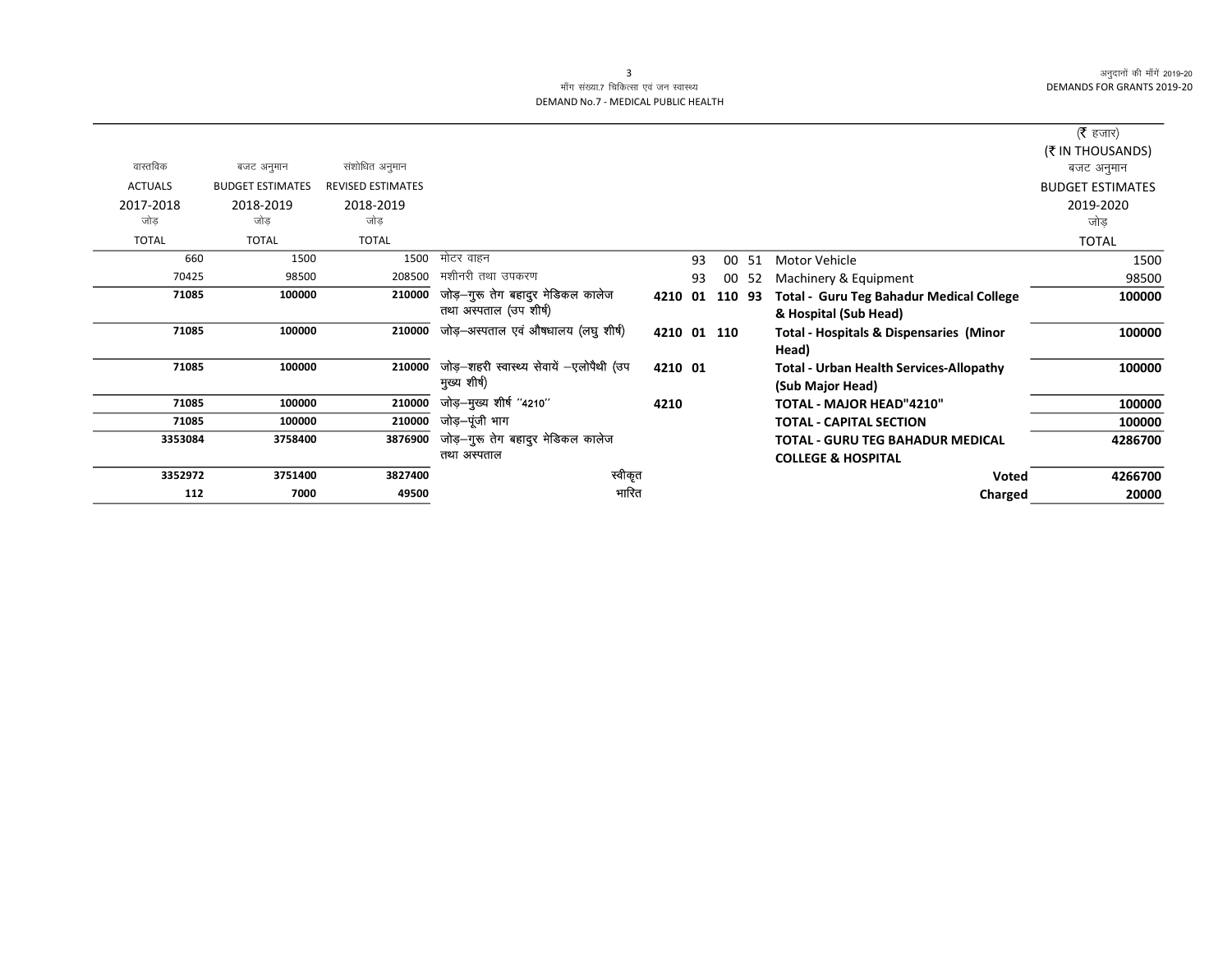मॉंग संख्या.7 चिकित्सा एवं जन स्वास्थ्य
DEMAND No.7 - MEDICAL PUBLIC HEALTH

| वास्तविक ACTUALS 2017-2018 जोड़ TOTAL | बजट अनुमान BUDGET ESTIMATES 2018-2019 जोड़ TOTAL | संशोधित अनुमान REVISED ESTIMATES 2018-2019 जोड़ TOTAL | | | | | | | (₹ हजार) (₹ IN THOUSANDS) बजट अनुमान BUDGET ESTIMATES 2019-2020 जोड़ TOTAL |
|---|---|---|---|---|---|---|---|---|---|
| 660 | 1500 | 1500 | मोटर वाहन | | | 93 | 00 | 51 Motor Vehicle | 1500 |
| 70425 | 98500 | 208500 | मशीनरी तथा उपकरण | | | 93 | 00 | 52 Machinery & Equipment | 98500 |
| **71085** | **100000** | **210000** | **जोड़–गुरू तेग बहादुर मेडिकल कालेज तथा अस्पताल (उप शीर्ष)** | **4210** | **01** | **110** | **93** | **Total - Guru Teg Bahadur Medical College & Hospital (Sub Head)** | **100000** |
| **71085** | **100000** | **210000** | **जोड़–अस्पताल एवं औषधालय (लघु शीर्ष)** | **4210** | **01** | **110** | | **Total - Hospitals & Dispensaries (Minor Head)** | **100000** |
| **71085** | **100000** | **210000** | **जोड़–शहरी स्वास्थ्य सेवायें –एलोपैथी (उप मुख्य शीर्ष)** | **4210** | **01** | | | **Total - Urban Health Services-Allopathy (Sub Major Head)** | **100000** |
| **71085** | **100000** | **210000** | **जोड़–मुख्य शीर्ष ''4210''** | **4210** | | | | **TOTAL - MAJOR HEAD"4210"** | **100000** |
| **71085** | **100000** | **210000** | **जोड़–पूंजी भाग** | | | | | **TOTAL - CAPITAL SECTION** | **100000** |
| **3353084** | **3758400** | **3876900** | **जोड़–गुरू तेग बहादुर मेडिकल कालेज तथा अस्पताल** | | | | | **TOTAL - GURU TEG BAHADUR MEDICAL COLLEGE & HOSPITAL** | **4286700** |
| **3352972** | **3751400** | **3827400** | स्वीकृत | | | | | **Voted** | **4266700** |
| **112** | **7000** | **49500** | भारित | | | | | **Charged** | **20000** |